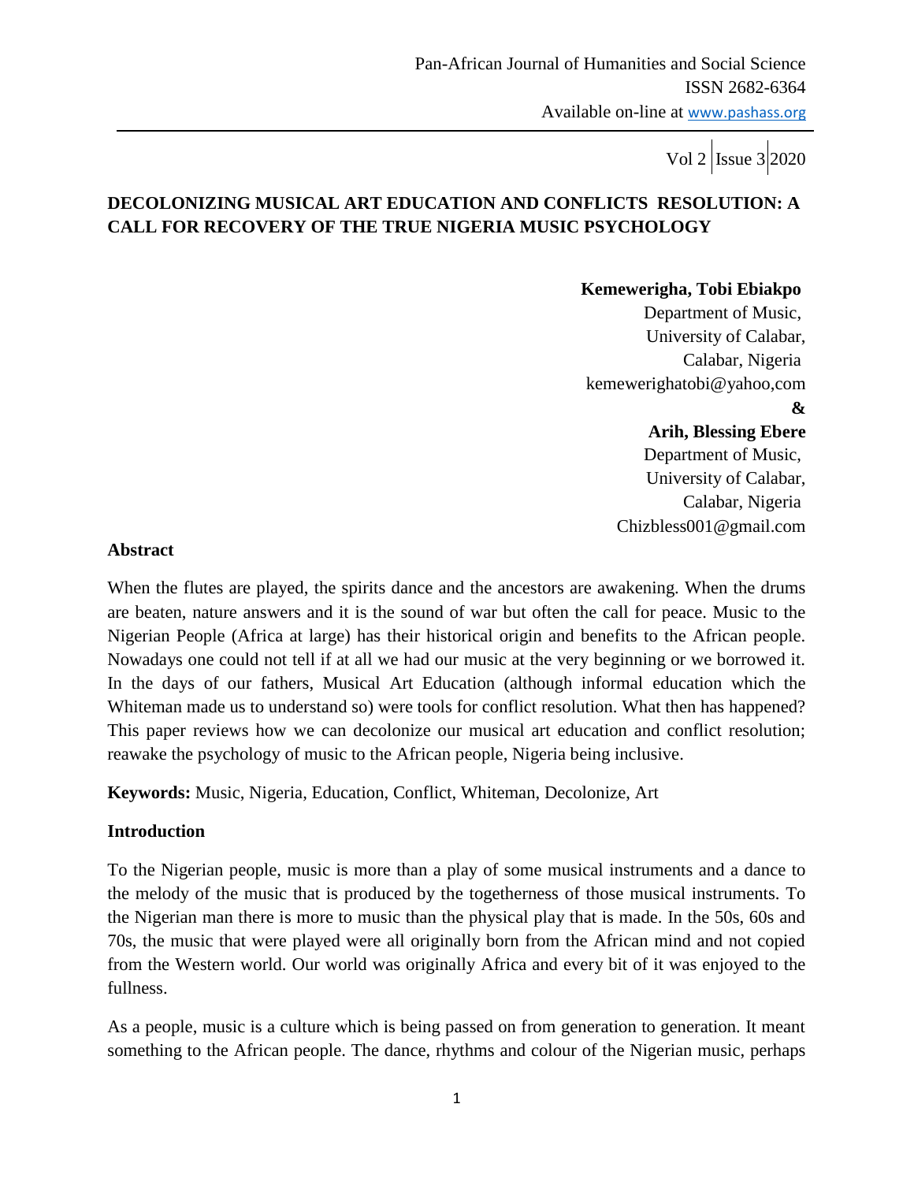# DECOLONIZING MUSICAL ART EDUCATION AND CONFLICTS RESOLUTION: A CALL FOR RECOVERY OF THE TRUE NIGERIA MUSIC PSYCHOLOGY

**Kemewerigha, Tobi Ebiakpo**
Department of Music,
University of Calabar,
Calabar, Nigeria
kemewerighatobi@yahoo,com

**&**

**Arih, Blessing Ebere**
Department of Music,
University of Calabar,
Calabar, Nigeria
Chizbless001@gmail.com

## Abstract

When the flutes are played, the spirits dance and the ancestors are awakening. When the drums are beaten, nature answers and it is the sound of war but often the call for peace. Music to the Nigerian People (Africa at large) has their historical origin and benefits to the African people. Nowadays one could not tell if at all we had our music at the very beginning or we borrowed it. In the days of our fathers, Musical Art Education (although informal education which the Whiteman made us to understand so) were tools for conflict resolution. What then has happened? This paper reviews how we can decolonize our musical art education and conflict resolution; reawake the psychology of music to the African people, Nigeria being inclusive.

**Keywords:** Music, Nigeria, Education, Conflict, Whiteman, Decolonize, Art

## Introduction

To the Nigerian people, music is more than a play of some musical instruments and a dance to the melody of the music that is produced by the togetherness of those musical instruments. To the Nigerian man there is more to music than the physical play that is made. In the 50s, 60s and 70s, the music that were played were all originally born from the African mind and not copied from the Western world. Our world was originally Africa and every bit of it was enjoyed to the fullness.

As a people, music is a culture which is being passed on from generation to generation. It meant something to the African people. The dance, rhythms and colour of the Nigerian music, perhaps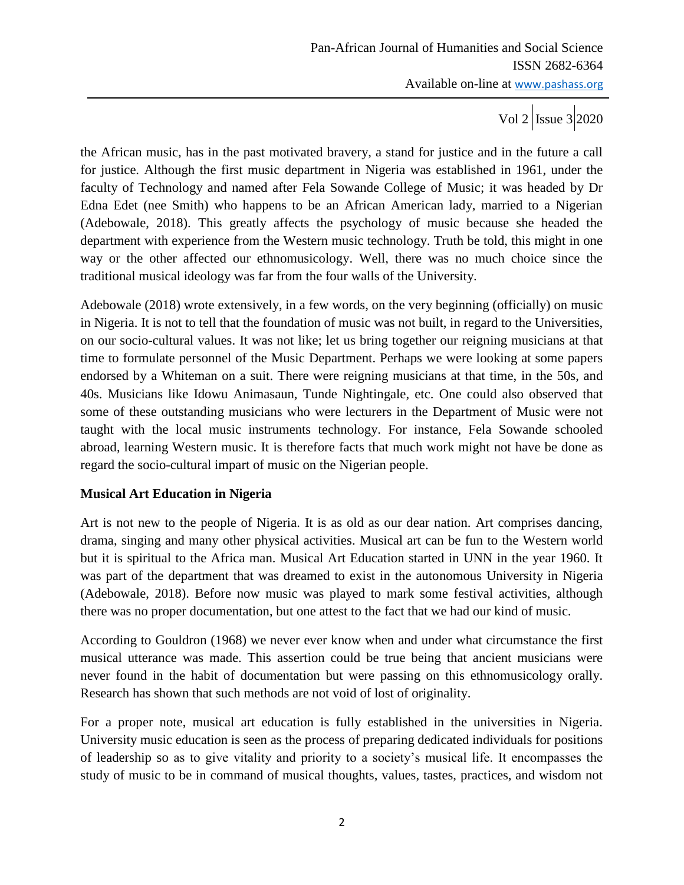the African music, has in the past motivated bravery, a stand for justice and in the future a call for justice. Although the first music department in Nigeria was established in 1961, under the faculty of Technology and named after Fela Sowande College of Music; it was headed by Dr Edna Edet (nee Smith) who happens to be an African American lady, married to a Nigerian (Adebowale, 2018). This greatly affects the psychology of music because she headed the department with experience from the Western music technology. Truth be told, this might in one way or the other affected our ethnomusicology. Well, there was no much choice since the traditional musical ideology was far from the four walls of the University.

Adebowale (2018) wrote extensively, in a few words, on the very beginning (officially) on music in Nigeria. It is not to tell that the foundation of music was not built, in regard to the Universities, on our socio-cultural values. It was not like; let us bring together our reigning musicians at that time to formulate personnel of the Music Department. Perhaps we were looking at some papers endorsed by a Whiteman on a suit. There were reigning musicians at that time, in the 50s, and 40s. Musicians like Idowu Animasaun, Tunde Nightingale, etc. One could also observed that some of these outstanding musicians who were lecturers in the Department of Music were not taught with the local music instruments technology. For instance, Fela Sowande schooled abroad, learning Western music. It is therefore facts that much work might not have be done as regard the socio-cultural impart of music on the Nigerian people.

**Musical Art Education in Nigeria**

Art is not new to the people of Nigeria. It is as old as our dear nation. Art comprises dancing, drama, singing and many other physical activities. Musical art can be fun to the Western world but it is spiritual to the Africa man. Musical Art Education started in UNN in the year 1960. It was part of the department that was dreamed to exist in the autonomous University in Nigeria (Adebowale, 2018). Before now music was played to mark some festival activities, although there was no proper documentation, but one attest to the fact that we had our kind of music.

According to Gouldron (1968) we never ever know when and under what circumstance the first musical utterance was made. This assertion could be true being that ancient musicians were never found in the habit of documentation but were passing on this ethnomusicology orally. Research has shown that such methods are not void of lost of originality.

For a proper note, musical art education is fully established in the universities in Nigeria. University music education is seen as the process of preparing dedicated individuals for positions of leadership so as to give vitality and priority to a society's musical life. It encompasses the study of music to be in command of musical thoughts, values, tastes, practices, and wisdom not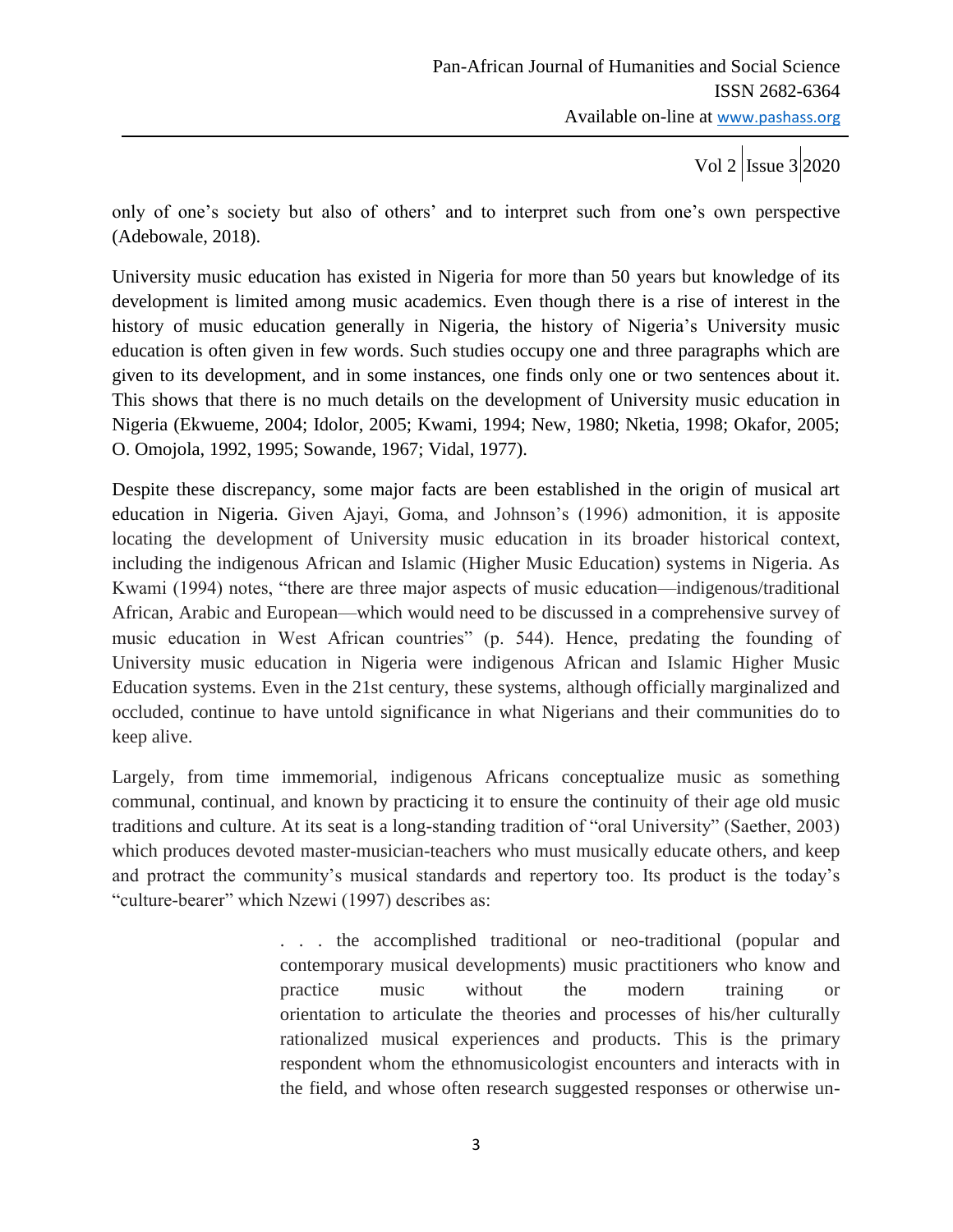only of one's society but also of others' and to interpret such from one's own perspective (Adebowale, 2018).

University music education has existed in Nigeria for more than 50 years but knowledge of its development is limited among music academics. Even though there is a rise of interest in the history of music education generally in Nigeria, the history of Nigeria's University music education is often given in few words. Such studies occupy one and three paragraphs which are given to its development, and in some instances, one finds only one or two sentences about it. This shows that there is no much details on the development of University music education in Nigeria (Ekwueme, 2004; Idolor, 2005; Kwami, 1994; New, 1980; Nketia, 1998; Okafor, 2005; O. Omojola, 1992, 1995; Sowande, 1967; Vidal, 1977).

Despite these discrepancy, some major facts are been established in the origin of musical art education in Nigeria. Given Ajayi, Goma, and Johnson's (1996) admonition, it is apposite locating the development of University music education in its broader historical context, including the indigenous African and Islamic (Higher Music Education) systems in Nigeria. As Kwami (1994) notes, "there are three major aspects of music education—indigenous/traditional African, Arabic and European—which would need to be discussed in a comprehensive survey of music education in West African countries" (p. 544). Hence, predating the founding of University music education in Nigeria were indigenous African and Islamic Higher Music Education systems. Even in the 21st century, these systems, although officially marginalized and occluded, continue to have untold significance in what Nigerians and their communities do to keep alive.

Largely, from time immemorial, indigenous Africans conceptualize music as something communal, continual, and known by practicing it to ensure the continuity of their age old music traditions and culture. At its seat is a long-standing tradition of "oral University" (Saether, 2003) which produces devoted master-musician-teachers who must musically educate others, and keep and protract the community's musical standards and repertory too. Its product is the today's "culture-bearer" which Nzewi (1997) describes as:

> . . . the accomplished traditional or neo-traditional (popular and contemporary musical developments) music practitioners who know and practice music without the modern training or orientation to articulate the theories and processes of his/her culturally rationalized musical experiences and products. This is the primary respondent whom the ethnomusicologist encounters and interacts with in the field, and whose often research suggested responses or otherwise un-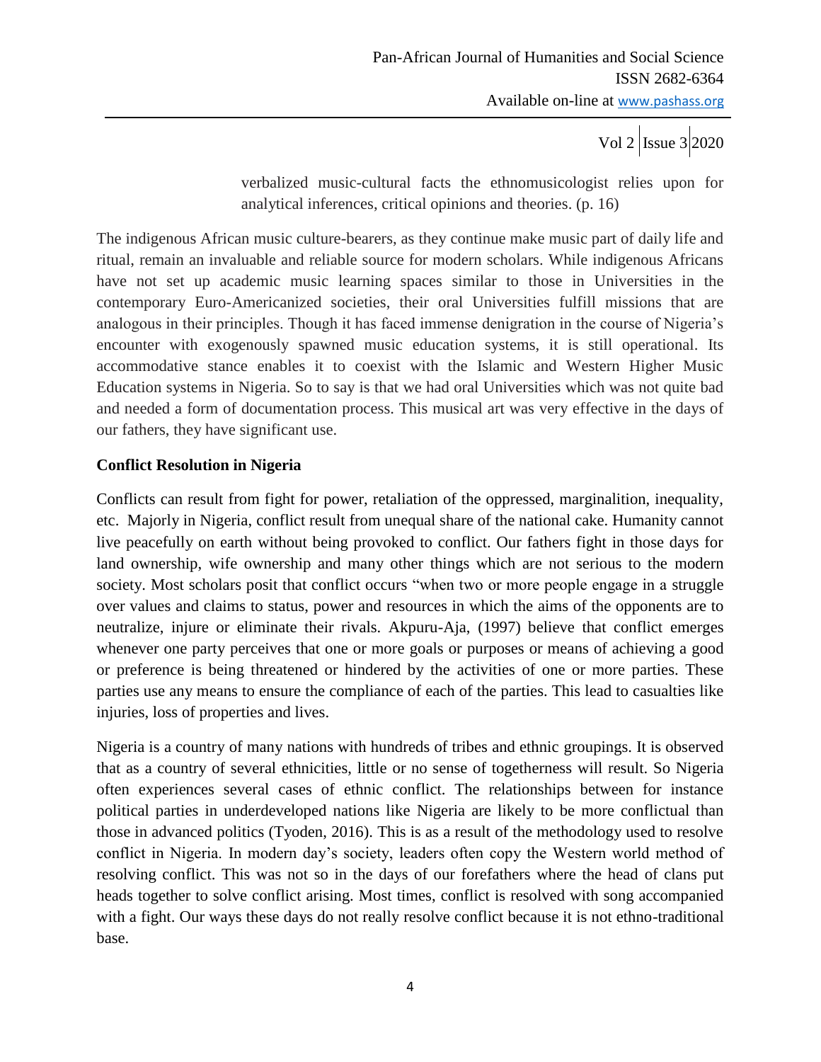> verbalized music-cultural facts the ethnomusicologist relies upon for analytical inferences, critical opinions and theories. (p. 16)

The indigenous African music culture-bearers, as they continue make music part of daily life and ritual, remain an invaluable and reliable source for modern scholars. While indigenous Africans have not set up academic music learning spaces similar to those in Universities in the contemporary Euro-Americanized societies, their oral Universities fulfill missions that are analogous in their principles. Though it has faced immense denigration in the course of Nigeria's encounter with exogenously spawned music education systems, it is still operational. Its accommodative stance enables it to coexist with the Islamic and Western Higher Music Education systems in Nigeria. So to say is that we had oral Universities which was not quite bad and needed a form of documentation process. This musical art was very effective in the days of our fathers, they have significant use.

## Conflict Resolution in Nigeria

Conflicts can result from fight for power, retaliation of the oppressed, marginalition, inequality, etc. Majorly in Nigeria, conflict result from unequal share of the national cake. Humanity cannot live peacefully on earth without being provoked to conflict. Our fathers fight in those days for land ownership, wife ownership and many other things which are not serious to the modern society. Most scholars posit that conflict occurs "when two or more people engage in a struggle over values and claims to status, power and resources in which the aims of the opponents are to neutralize, injure or eliminate their rivals. Akpuru-Aja, (1997) believe that conflict emerges whenever one party perceives that one or more goals or purposes or means of achieving a good or preference is being threatened or hindered by the activities of one or more parties. These parties use any means to ensure the compliance of each of the parties. This lead to casualties like injuries, loss of properties and lives.

Nigeria is a country of many nations with hundreds of tribes and ethnic groupings. It is observed that as a country of several ethnicities, little or no sense of togetherness will result. So Nigeria often experiences several cases of ethnic conflict. The relationships between for instance political parties in underdeveloped nations like Nigeria are likely to be more conflictual than those in advanced politics (Tyoden, 2016). This is as a result of the methodology used to resolve conflict in Nigeria. In modern day's society, leaders often copy the Western world method of resolving conflict. This was not so in the days of our forefathers where the head of clans put heads together to solve conflict arising. Most times, conflict is resolved with song accompanied with a fight. Our ways these days do not really resolve conflict because it is not ethno-traditional base.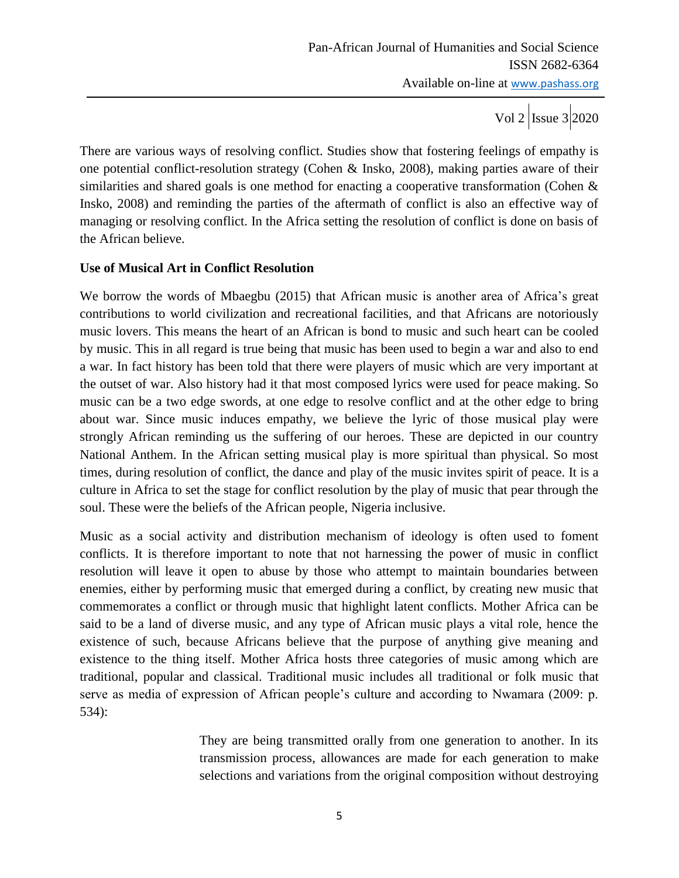There are various ways of resolving conflict. Studies show that fostering feelings of empathy is one potential conflict-resolution strategy (Cohen & Insko, 2008), making parties aware of their similarities and shared goals is one method for enacting a cooperative transformation (Cohen & Insko, 2008) and reminding the parties of the aftermath of conflict is also an effective way of managing or resolving conflict. In the Africa setting the resolution of conflict is done on basis of the African believe.

**Use of Musical Art in Conflict Resolution**

We borrow the words of Mbaegbu (2015) that African music is another area of Africa's great contributions to world civilization and recreational facilities, and that Africans are notoriously music lovers. This means the heart of an African is bond to music and such heart can be cooled by music. This in all regard is true being that music has been used to begin a war and also to end a war. In fact history has been told that there were players of music which are very important at the outset of war. Also history had it that most composed lyrics were used for peace making. So music can be a two edge swords, at one edge to resolve conflict and at the other edge to bring about war. Since music induces empathy, we believe the lyric of those musical play were strongly African reminding us the suffering of our heroes. These are depicted in our country National Anthem. In the African setting musical play is more spiritual than physical. So most times, during resolution of conflict, the dance and play of the music invites spirit of peace. It is a culture in Africa to set the stage for conflict resolution by the play of music that pear through the soul. These were the beliefs of the African people, Nigeria inclusive.

Music as a social activity and distribution mechanism of ideology is often used to foment conflicts. It is therefore important to note that not harnessing the power of music in conflict resolution will leave it open to abuse by those who attempt to maintain boundaries between enemies, either by performing music that emerged during a conflict, by creating new music that commemorates a conflict or through music that highlight latent conflicts. Mother Africa can be said to be a land of diverse music, and any type of African music plays a vital role, hence the existence of such, because Africans believe that the purpose of anything give meaning and existence to the thing itself. Mother Africa hosts three categories of music among which are traditional, popular and classical. Traditional music includes all traditional or folk music that serve as media of expression of African people's culture and according to Nwamara (2009: p. 534):

> They are being transmitted orally from one generation to another. In its transmission process, allowances are made for each generation to make selections and variations from the original composition without destroying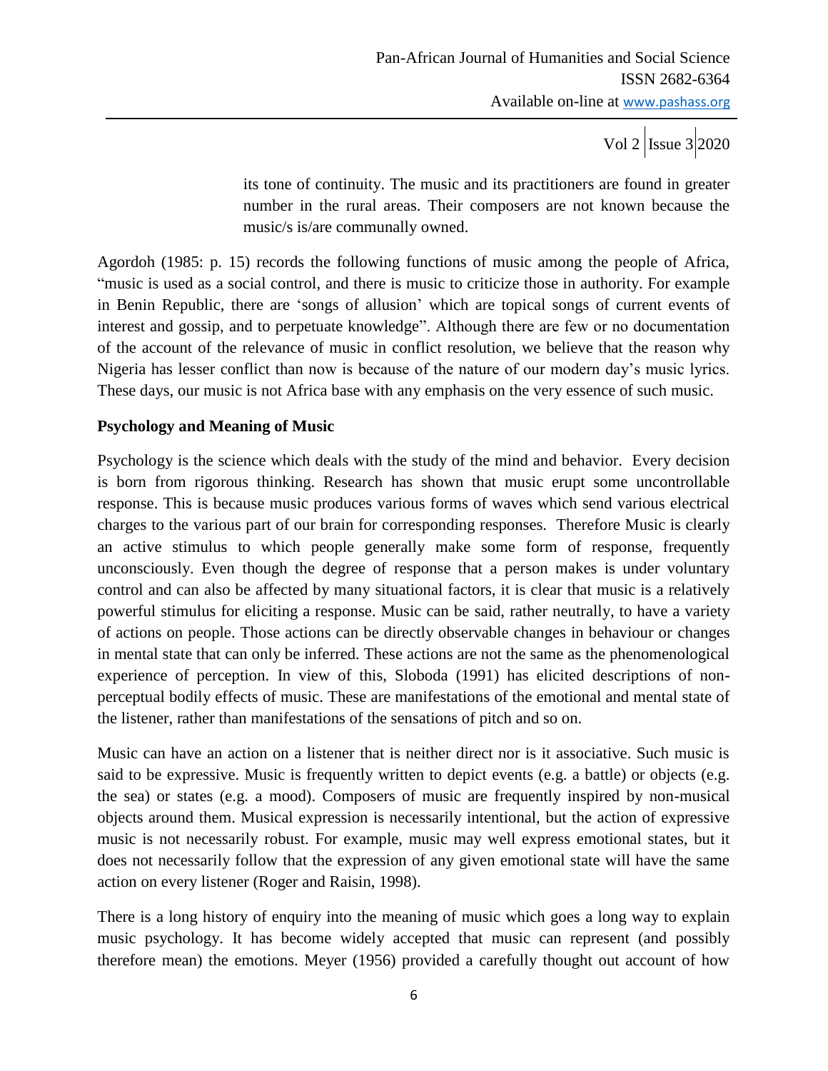> its tone of continuity. The music and its practitioners are found in greater number in the rural areas. Their composers are not known because the music/s is/are communally owned.

Agordoh (1985: p. 15) records the following functions of music among the people of Africa, "music is used as a social control, and there is music to criticize those in authority. For example in Benin Republic, there are 'songs of allusion' which are topical songs of current events of interest and gossip, and to perpetuate knowledge". Although there are few or no documentation of the account of the relevance of music in conflict resolution, we believe that the reason why Nigeria has lesser conflict than now is because of the nature of our modern day's music lyrics. These days, our music is not Africa base with any emphasis on the very essence of such music.

**Psychology and Meaning of Music**

Psychology is the science which deals with the study of the mind and behavior. Every decision is born from rigorous thinking. Research has shown that music erupt some uncontrollable response. This is because music produces various forms of waves which send various electrical charges to the various part of our brain for corresponding responses. Therefore Music is clearly an active stimulus to which people generally make some form of response, frequently unconsciously. Even though the degree of response that a person makes is under voluntary control and can also be affected by many situational factors, it is clear that music is a relatively powerful stimulus for eliciting a response. Music can be said, rather neutrally, to have a variety of actions on people. Those actions can be directly observable changes in behaviour or changes in mental state that can only be inferred. These actions are not the same as the phenomenological experience of perception. In view of this, Sloboda (1991) has elicited descriptions of non-perceptual bodily effects of music. These are manifestations of the emotional and mental state of the listener, rather than manifestations of the sensations of pitch and so on.

Music can have an action on a listener that is neither direct nor is it associative. Such music is said to be expressive. Music is frequently written to depict events (e.g. a battle) or objects (e.g. the sea) or states (e.g. a mood). Composers of music are frequently inspired by non-musical objects around them. Musical expression is necessarily intentional, but the action of expressive music is not necessarily robust. For example, music may well express emotional states, but it does not necessarily follow that the expression of any given emotional state will have the same action on every listener (Roger and Raisin, 1998).

There is a long history of enquiry into the meaning of music which goes a long way to explain music psychology. It has become widely accepted that music can represent (and possibly therefore mean) the emotions. Meyer (1956) provided a carefully thought out account of how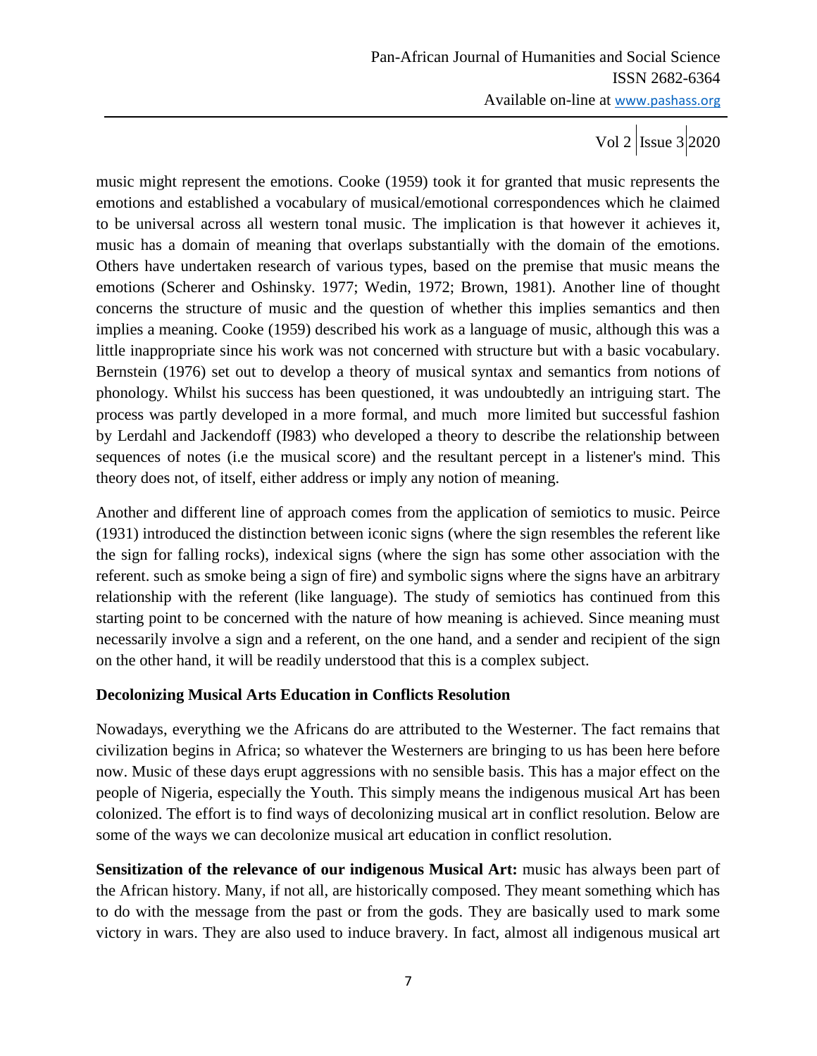music might represent the emotions. Cooke (1959) took it for granted that music represents the emotions and established a vocabulary of musical/emotional correspondences which he claimed to be universal across all western tonal music. The implication is that however it achieves it, music has a domain of meaning that overlaps substantially with the domain of the emotions. Others have undertaken research of various types, based on the premise that music means the emotions (Scherer and Oshinsky. 1977; Wedin, 1972; Brown, 1981). Another line of thought concerns the structure of music and the question of whether this implies semantics and then implies a meaning. Cooke (1959) described his work as a language of music, although this was a little inappropriate since his work was not concerned with structure but with a basic vocabulary. Bernstein (1976) set out to develop a theory of musical syntax and semantics from notions of phonology. Whilst his success has been questioned, it was undoubtedly an intriguing start. The process was partly developed in a more formal, and much more limited but successful fashion by Lerdahl and Jackendoff (I983) who developed a theory to describe the relationship between sequences of notes (i.e the musical score) and the resultant percept in a listener's mind. This theory does not, of itself, either address or imply any notion of meaning.

Another and different line of approach comes from the application of semiotics to music. Peirce (1931) introduced the distinction between iconic signs (where the sign resembles the referent like the sign for falling rocks), indexical signs (where the sign has some other association with the referent. such as smoke being a sign of fire) and symbolic signs where the signs have an arbitrary relationship with the referent (like language). The study of semiotics has continued from this starting point to be concerned with the nature of how meaning is achieved. Since meaning must necessarily involve a sign and a referent, on the one hand, and a sender and recipient of the sign on the other hand, it will be readily understood that this is a complex subject.

**Decolonizing Musical Arts Education in Conflicts Resolution**

Nowadays, everything we the Africans do are attributed to the Westerner. The fact remains that civilization begins in Africa; so whatever the Westerners are bringing to us has been here before now. Music of these days erupt aggressions with no sensible basis. This has a major effect on the people of Nigeria, especially the Youth. This simply means the indigenous musical Art has been colonized. The effort is to find ways of decolonizing musical art in conflict resolution. Below are some of the ways we can decolonize musical art education in conflict resolution.

**Sensitization of the relevance of our indigenous Musical Art:** music has always been part of the African history. Many, if not all, are historically composed. They meant something which has to do with the message from the past or from the gods. They are basically used to mark some victory in wars. They are also used to induce bravery. In fact, almost all indigenous musical art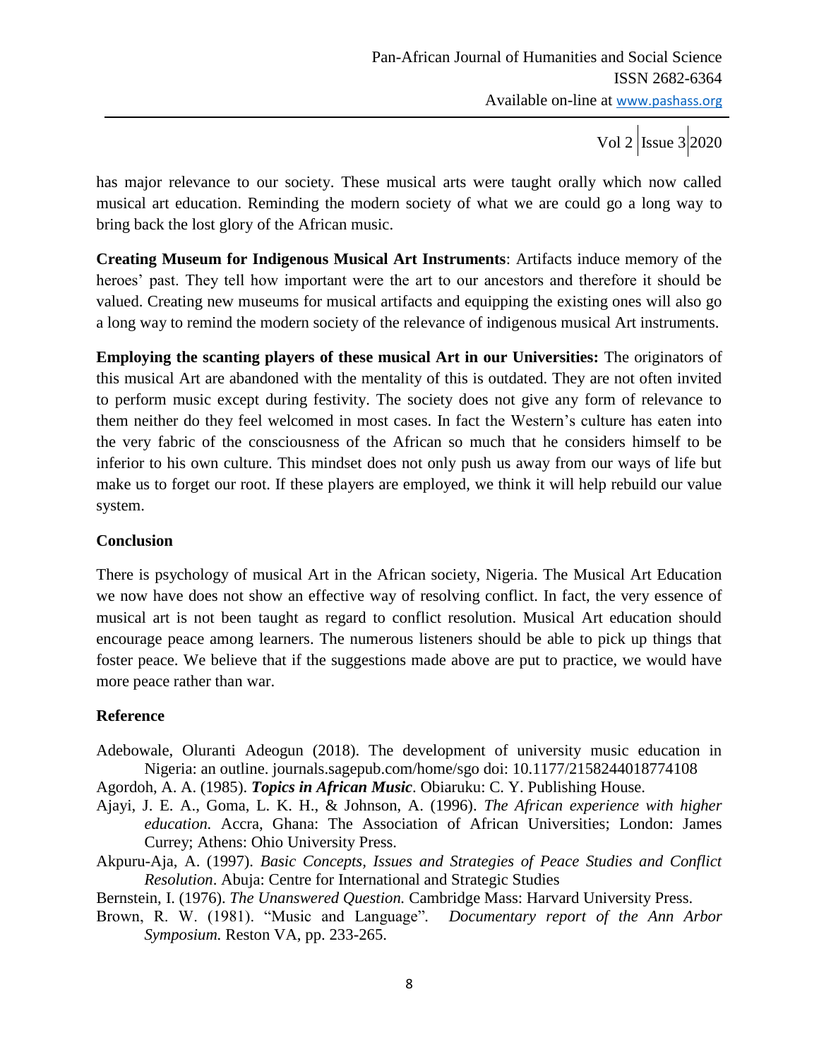has major relevance to our society. These musical arts were taught orally which now called musical art education. Reminding the modern society of what we are could go a long way to bring back the lost glory of the African music.

**Creating Museum for Indigenous Musical Art Instruments**: Artifacts induce memory of the heroes' past. They tell how important were the art to our ancestors and therefore it should be valued. Creating new museums for musical artifacts and equipping the existing ones will also go a long way to remind the modern society of the relevance of indigenous musical Art instruments.

**Employing the scanting players of these musical Art in our Universities:** The originators of this musical Art are abandoned with the mentality of this is outdated. They are not often invited to perform music except during festivity. The society does not give any form of relevance to them neither do they feel welcomed in most cases. In fact the Western's culture has eaten into the very fabric of the consciousness of the African so much that he considers himself to be inferior to his own culture. This mindset does not only push us away from our ways of life but make us to forget our root. If these players are employed, we think it will help rebuild our value system.

## Conclusion

There is psychology of musical Art in the African society, Nigeria. The Musical Art Education we now have does not show an effective way of resolving conflict. In fact, the very essence of musical art is not been taught as regard to conflict resolution. Musical Art education should encourage peace among learners. The numerous listeners should be able to pick up things that foster peace. We believe that if the suggestions made above are put to practice, we would have more peace rather than war.

## Reference

Adebowale, Oluranti Adeogun (2018). The development of university music education in Nigeria: an outline. journals.sagepub.com/home/sgo doi: 10.1177/2158244018774108

Agordoh, A. A. (1985). ***Topics in African Music***. Obiaruku: C. Y. Publishing House.

Ajayi, J. E. A., Goma, L. K. H., & Johnson, A. (1996). *The African experience with higher education.* Accra, Ghana: The Association of African Universities; London: James Currey; Athens: Ohio University Press.

Akpuru-Aja, A. (1997). *Basic Concepts, Issues and Strategies of Peace Studies and Conflict Resolution*. Abuja: Centre for International and Strategic Studies

Bernstein, I. (1976). *The Unanswered Question.* Cambridge Mass: Harvard University Press.

Brown, R. W. (1981). "Music and Language". *Documentary report of the Ann Arbor Symposium.* Reston VA, pp. 233-265.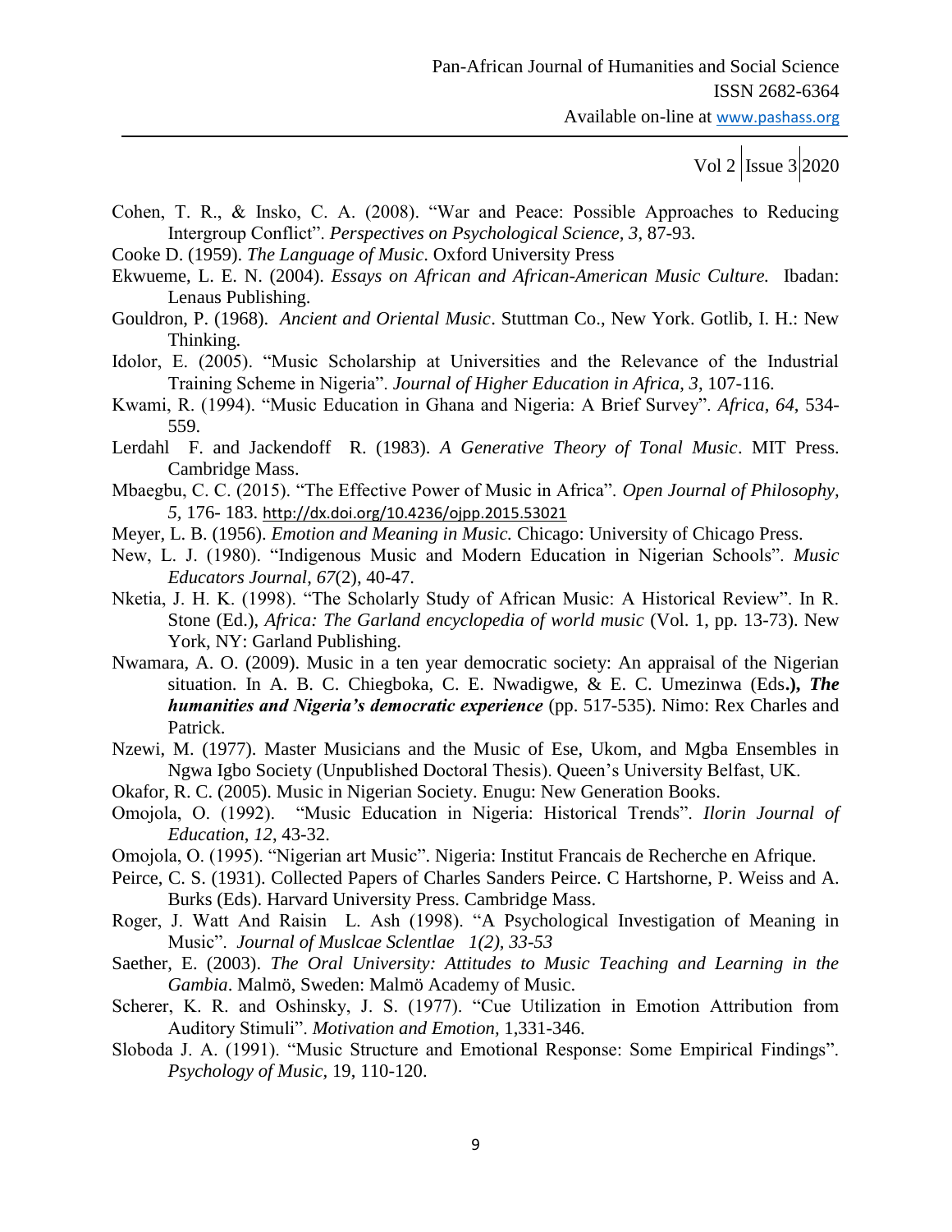Cohen, T. R., & Insko, C. A. (2008). "War and Peace: Possible Approaches to Reducing Intergroup Conflict". *Perspectives on Psychological Science*, *3*, 87-93.

Cooke D. (1959). *The Language of Music*. Oxford University Press

Ekwueme, L. E. N. (2004). *Essays on African and African-American Music Culture.* Ibadan: Lenaus Publishing.

Gouldron, P. (1968). *Ancient and Oriental Music*. Stuttman Co., New York. Gotlib, I. H.: New Thinking.

Idolor, E. (2005). "Music Scholarship at Universities and the Relevance of the Industrial Training Scheme in Nigeria". *Journal of Higher Education in Africa*, *3*, 107-116.

Kwami, R. (1994). "Music Education in Ghana and Nigeria: A Brief Survey". *Africa*, *64*, 534-559.

Lerdahl F. and Jackendoff R. (1983). *A Generative Theory of Tonal Music*. MIT Press. Cambridge Mass.

Mbaegbu, C. C. (2015). "The Effective Power of Music in Africa". *Open Journal of Philosophy*, *5*, 176- 183. http://dx.doi.org/10.4236/ojpp.2015.53021

Meyer, L. B. (1956). *Emotion and Meaning in Music.* Chicago: University of Chicago Press.

New, L. J. (1980). "Indigenous Music and Modern Education in Nigerian Schools". *Music Educators Journal*, *67*(2), 40-47.

Nketia, J. H. K. (1998). "The Scholarly Study of African Music: A Historical Review". In R. Stone (Ed.), *Africa: The Garland encyclopedia of world music* (Vol. 1, pp. 13-73). New York, NY: Garland Publishing.

Nwamara, A. O. (2009). Music in a ten year democratic society: An appraisal of the Nigerian situation. In A. B. C. Chiegboka, C. E. Nwadigwe, & E. C. Umezinwa (Eds**.)**, ***The humanities and Nigeria's democratic experience*** (pp. 517-535). Nimo: Rex Charles and Patrick.

Nzewi, M. (1977). Master Musicians and the Music of Ese, Ukom, and Mgba Ensembles in Ngwa Igbo Society (Unpublished Doctoral Thesis). Queen's University Belfast, UK.

Okafor, R. C. (2005). Music in Nigerian Society. Enugu: New Generation Books.

Omojola, O. (1992). "Music Education in Nigeria: Historical Trends". *Ilorin Journal of Education*, *12*, 43-32.

Omojola, O. (1995). "Nigerian art Music". Nigeria: Institut Francais de Recherche en Afrique.

Peirce, C. S. (1931). Collected Papers of Charles Sanders Peirce. C Hartshorne, P. Weiss and A. Burks (Eds). Harvard University Press. Cambridge Mass.

Roger, J. Watt And Raisin L. Ash (1998). "A Psychological Investigation of Meaning in Music". *Journal of Muslcae Sclentlae 1(2), 33-53*

Saether, E. (2003). *The Oral University: Attitudes to Music Teaching and Learning in the Gambia*. Malmö, Sweden: Malmö Academy of Music.

Scherer, K. R. and Oshinsky, J. S. (1977). "Cue Utilization in Emotion Attribution from Auditory Stimuli". *Motivation and Emotion*, 1,331-346.

Sloboda J. A. (1991). "Music Structure and Emotional Response: Some Empirical Findings". *Psychology of Music*, 19, 110-120.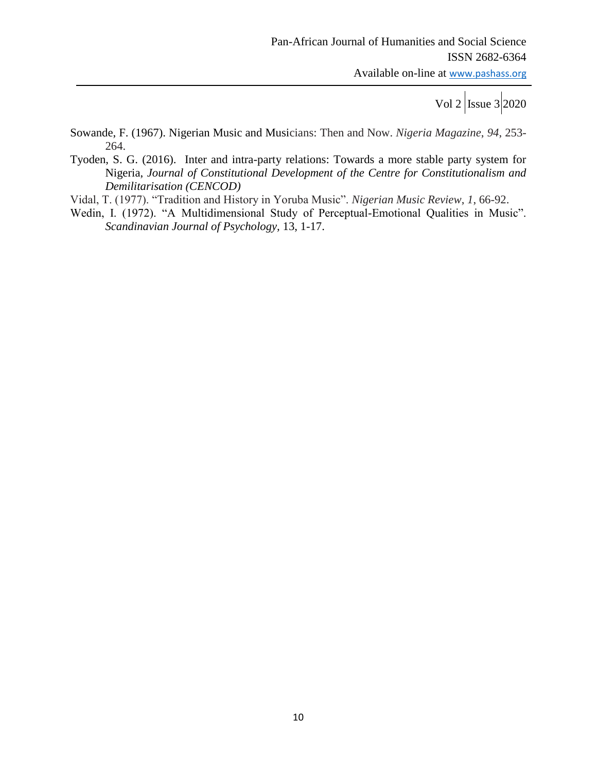Sowande, F. (1967). Nigerian Music and Musicians: Then and Now. *Nigeria Magazine*, *94*, 253-264.

Tyoden, S. G. (2016). Inter and intra-party relations: Towards a more stable party system for Nigeria, *Journal of Constitutional Development of the Centre for Constitutionalism and Demilitarisation (CENCOD)*

Vidal, T. (1977). "Tradition and History in Yoruba Music". *Nigerian Music Review*, *1*, 66-92.

Wedin, I. (1972). "A Multidimensional Study of Perceptual-Emotional Qualities in Music". *Scandinavian Journal of Psychology,* 13, 1-17.